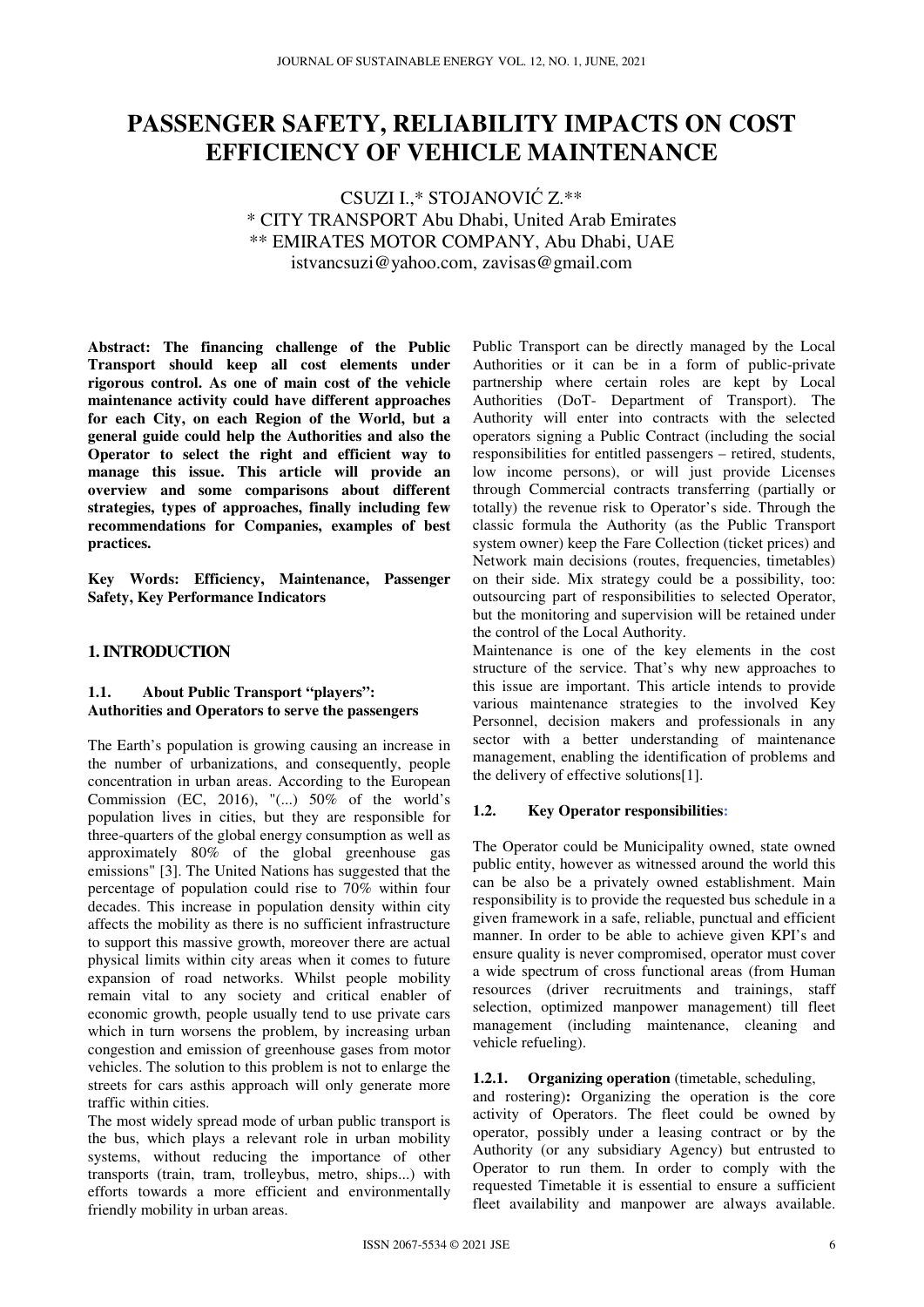# PASSENGER SAFETY, RELIABILITY IMPACTS ON COST EFFICIENCY OF VEHICLE MAINTENANCE

CSUZI I.,* STOJANOVIĆ Z.**
* CITY TRANSPORT Abu Dhabi, United Arab Emirates
** EMIRATES MOTOR COMPANY, Abu Dhabi, UAE
istvancsuzi@yahoo.com, zavisas@gmail.com

**Abstract: The financing challenge of the Public Transport should keep all cost elements under rigorous control. As one of main cost of the vehicle maintenance activity could have different approaches for each City, on each Region of the World, but a general guide could help the Authorities and also the Operator to select the right and efficient way to manage this issue. This article will provide an overview and some comparisons about different strategies, types of approaches, finally including few recommendations for Companies, examples of best practices.**

**Key Words: Efficiency, Maintenance, Passenger Safety, Key Performance Indicators**

## 1. INTRODUCTION

### 1.1. About Public Transport "players": Authorities and Operators to serve the passengers

The Earth's population is growing causing an increase in the number of urbanizations, and consequently, people concentration in urban areas. According to the European Commission (EC, 2016), "(...) 50% of the world's population lives in cities, but they are responsible for three-quarters of the global energy consumption as well as approximately 80% of the global greenhouse gas emissions" [3]. The United Nations has suggested that the percentage of population could rise to 70% within four decades. This increase in population density within city affects the mobility as there is no sufficient infrastructure to support this massive growth, moreover there are actual physical limits within city areas when it comes to future expansion of road networks. Whilst people mobility remain vital to any society and critical enabler of economic growth, people usually tend to use private cars which in turn worsens the problem, by increasing urban congestion and emission of greenhouse gases from motor vehicles. The solution to this problem is not to enlarge the streets for cars asthis approach will only generate more traffic within cities.

The most widely spread mode of urban public transport is the bus, which plays a relevant role in urban mobility systems, without reducing the importance of other transports (train, tram, trolleybus, metro, ships...) with efforts towards a more efficient and environmentally friendly mobility in urban areas.

Public Transport can be directly managed by the Local Authorities or it can be in a form of public-private partnership where certain roles are kept by Local Authorities (DoT- Department of Transport). The Authority will enter into contracts with the selected operators signing a Public Contract (including the social responsibilities for entitled passengers – retired, students, low income persons), or will just provide Licenses through Commercial contracts transferring (partially or totally) the revenue risk to Operator's side. Through the classic formula the Authority (as the Public Transport system owner) keep the Fare Collection (ticket prices) and Network main decisions (routes, frequencies, timetables) on their side. Mix strategy could be a possibility, too: outsourcing part of responsibilities to selected Operator, but the monitoring and supervision will be retained under the control of the Local Authority.

Maintenance is one of the key elements in the cost structure of the service. That's why new approaches to this issue are important. This article intends to provide various maintenance strategies to the involved Key Personnel, decision makers and professionals in any sector with a better understanding of maintenance management, enabling the identification of problems and the delivery of effective solutions[1].

### 1.2. Key Operator responsibilities:

The Operator could be Municipality owned, state owned public entity, however as witnessed around the world this can be also be a privately owned establishment. Main responsibility is to provide the requested bus schedule in a given framework in a safe, reliable, punctual and efficient manner. In order to be able to achieve given KPI's and ensure quality is never compromised, operator must cover a wide spectrum of cross functional areas (from Human resources (driver recruitments and trainings, staff selection, optimized manpower management) till fleet management (including maintenance, cleaning and vehicle refueling).

#### 1.2.1. Organizing operation (timetable, scheduling, and rostering):

Organizing the operation is the core activity of Operators. The fleet could be owned by operator, possibly under a leasing contract or by the Authority (or any subsidiary Agency) but entrusted to Operator to run them. In order to comply with the requested Timetable it is essential to ensure a sufficient fleet availability and manpower are always available.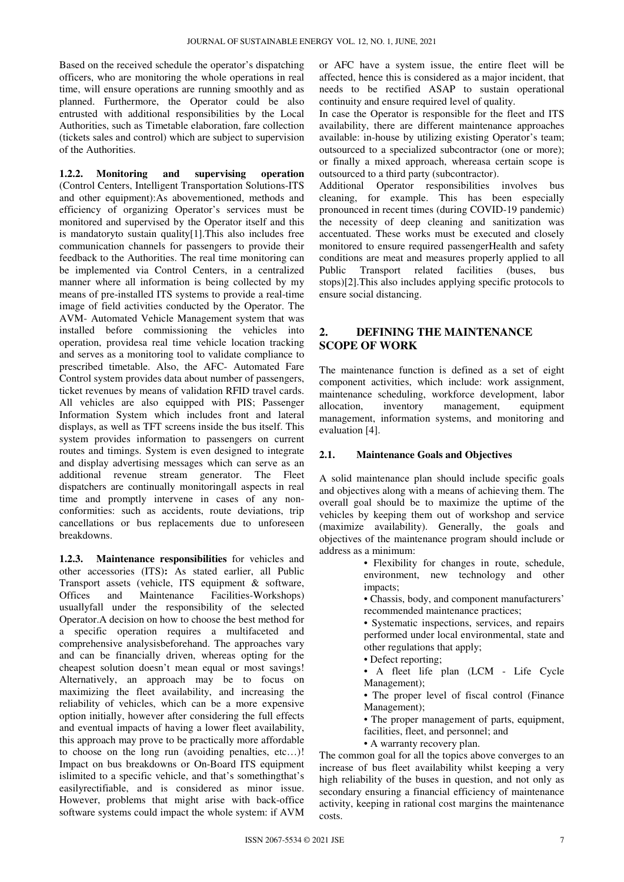Based on the received schedule the operator's dispatching officers, who are monitoring the whole operations in real time, will ensure operations are running smoothly and as planned. Furthermore, the Operator could be also entrusted with additional responsibilities by the Local Authorities, such as Timetable elaboration, fare collection (tickets sales and control) which are subject to supervision of the Authorities.

**1.2.2. Monitoring and supervising operation** (Control Centers, Intelligent Transportation Solutions-ITS and other equipment):As abovementioned, methods and efficiency of organizing Operator's services must be monitored and supervised by the Operator itself and this is mandatoryto sustain quality[1].This also includes free communication channels for passengers to provide their feedback to the Authorities. The real time monitoring can be implemented via Control Centers, in a centralized manner where all information is being collected by my means of pre-installed ITS systems to provide a real-time image of field activities conducted by the Operator. The AVM- Automated Vehicle Management system that was installed before commissioning the vehicles into operation, providesa real time vehicle location tracking and serves as a monitoring tool to validate compliance to prescribed timetable. Also, the AFC- Automated Fare Control system provides data about number of passengers, ticket revenues by means of validation RFID travel cards. All vehicles are also equipped with PIS; Passenger Information System which includes front and lateral displays, as well as TFT screens inside the bus itself. This system provides information to passengers on current routes and timings. System is even designed to integrate and display advertising messages which can serve as an additional revenue stream generator. The Fleet dispatchers are continually monitoringall aspects in real time and promptly intervene in cases of any non-conformities: such as accidents, route deviations, trip cancellations or bus replacements due to unforeseen breakdowns.

**1.2.3. Maintenance responsibilities** for vehicles and other accessories (ITS)**:** As stated earlier, all Public Transport assets (vehicle, ITS equipment & software, Offices and Maintenance Facilities-Workshops) usuallyfall under the responsibility of the selected Operator.A decision on how to choose the best method for a specific operation requires a multifaceted and comprehensive analysisbeforehand. The approaches vary and can be financially driven, whereas opting for the cheapest solution doesn't mean equal or most savings! Alternatively, an approach may be to focus on maximizing the fleet availability, and increasing the reliability of vehicles, which can be a more expensive option initially, however after considering the full effects and eventual impacts of having a lower fleet availability, this approach may prove to be practically more affordable to choose on the long run (avoiding penalties, etc…)! Impact on bus breakdowns or On-Board ITS equipment islimited to a specific vehicle, and that's somethingthat's easilyrectifiable, and is considered as minor issue. However, problems that might arise with back-office software systems could impact the whole system: if AVM or AFC have a system issue, the entire fleet will be affected, hence this is considered as a major incident, that needs to be rectified ASAP to sustain operational continuity and ensure required level of quality.

In case the Operator is responsible for the fleet and ITS availability, there are different maintenance approaches available: in-house by utilizing existing Operator's team; outsourced to a specialized subcontractor (one or more); or finally a mixed approach, whereasa certain scope is outsourced to a third party (subcontractor).

Additional Operator responsibilities involves bus cleaning, for example. This has been especially pronounced in recent times (during COVID-19 pandemic) the necessity of deep cleaning and sanitization was accentuated. These works must be executed and closely monitored to ensure required passengerHealth and safety conditions are meat and measures properly applied to all Public Transport related facilities (buses, bus stops)[2].This also includes applying specific protocols to ensure social distancing.

## 2. DEFINING THE MAINTENANCE SCOPE OF WORK

The maintenance function is defined as a set of eight component activities, which include: work assignment, maintenance scheduling, workforce development, labor allocation, inventory management, equipment management, information systems, and monitoring and evaluation [4].

### 2.1. Maintenance Goals and Objectives

A solid maintenance plan should include specific goals and objectives along with a means of achieving them. The overall goal should be to maximize the uptime of the vehicles by keeping them out of workshop and service (maximize availability). Generally, the goals and objectives of the maintenance program should include or address as a minimum:

- Flexibility for changes in route, schedule, environment, new technology and other impacts;
- Chassis, body, and component manufacturers' recommended maintenance practices;
- Systematic inspections, services, and repairs performed under local environmental, state and other regulations that apply;
- Defect reporting;
- A fleet life plan (LCM - Life Cycle Management);
- The proper level of fiscal control (Finance Management);
- The proper management of parts, equipment, facilities, fleet, and personnel; and
- A warranty recovery plan.

The common goal for all the topics above converges to an increase of bus fleet availability whilst keeping a very high reliability of the buses in question, and not only as secondary ensuring a financial efficiency of maintenance activity, keeping in rational cost margins the maintenance costs.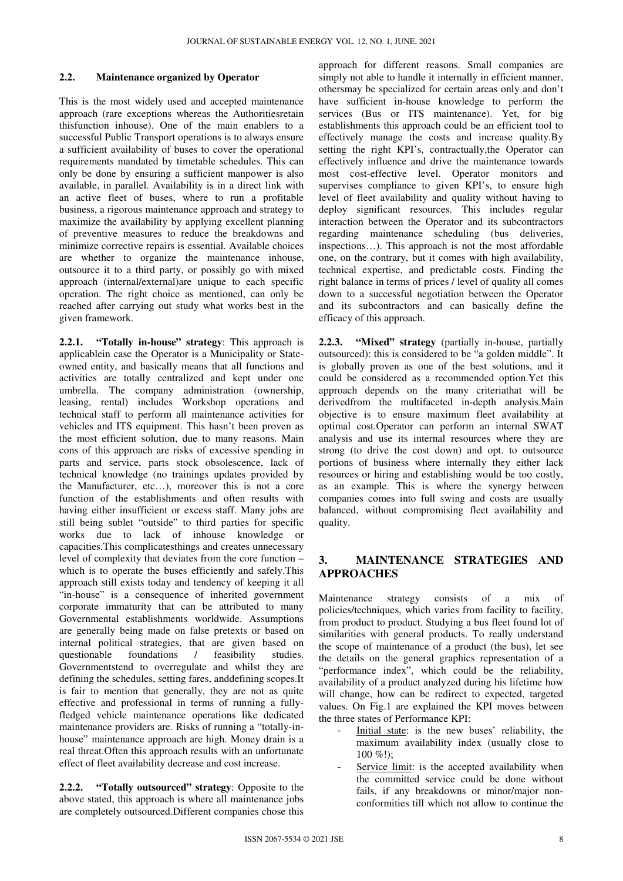### 2.2. Maintenance organized by Operator

This is the most widely used and accepted maintenance approach (rare exceptions whereas the Authoritiesretain thisfunction inhouse). One of the main enablers to a successful Public Transport operations is to always ensure a sufficient availability of buses to cover the operational requirements mandated by timetable schedules. This can only be done by ensuring a sufficient manpower is also available, in parallel. Availability is in a direct link with an active fleet of buses, where to run a profitable business, a rigorous maintenance approach and strategy to maximize the availability by applying excellent planning of preventive measures to reduce the breakdowns and minimize corrective repairs is essential. Available choices are whether to organize the maintenance inhouse, outsource it to a third party, or possibly go with mixed approach (internal/external)are unique to each specific operation. The right choice as mentioned, can only be reached after carrying out study what works best in the given framework.

**2.2.1. "Totally in-house" strategy**: This approach is applicablein case the Operator is a Municipality or State-owned entity, and basically means that all functions and activities are totally centralized and kept under one umbrella. The company administration (ownership, leasing, rental) includes Workshop operations and technical staff to perform all maintenance activities for vehicles and ITS equipment. This hasn't been proven as the most efficient solution, due to many reasons. Main cons of this approach are risks of excessive spending in parts and service, parts stock obsolescence, lack of technical knowledge (no trainings updates provided by the Manufacturer, etc…), moreover this is not a core function of the establishments and often results with having either insufficient or excess staff. Many jobs are still being sublet "outside" to third parties for specific works due to lack of inhouse knowledge or capacities.This complicatesthings and creates unnecessary level of complexity that deviates from the core function – which is to operate the buses efficiently and safely.This approach still exists today and tendency of keeping it all "in-house" is a consequence of inherited government corporate immaturity that can be attributed to many Governmental establishments worldwide. Assumptions are generally being made on false pretexts or based on internal political strategies, that are given based on questionable foundations / feasibility studies. Governmentstend to overregulate and whilst they are defining the schedules, setting fares, anddefining scopes.It is fair to mention that generally, they are not as quite effective and professional in terms of running a fully-fledged vehicle maintenance operations like dedicated maintenance providers are. Risks of running a "totally-in-house" maintenance approach are high. Money drain is a real threat.Often this approach results with an unfortunate effect of fleet availability decrease and cost increase.

**2.2.2. "Totally outsourced" strategy**: Opposite to the above stated, this approach is where all maintenance jobs are completely outsourced.Different companies chose this approach for different reasons. Small companies are simply not able to handle it internally in efficient manner, othersmay be specialized for certain areas only and don't have sufficient in-house knowledge to perform the services (Bus or ITS maintenance). Yet, for big establishments this approach could be an efficient tool to effectively manage the costs and increase quality.By setting the right KPI's, contractually,the Operator can effectively influence and drive the maintenance towards most cost-effective level. Operator monitors and supervises compliance to given KPI's, to ensure high level of fleet availability and quality without having to deploy significant resources. This includes regular interaction between the Operator and its subcontractors regarding maintenance scheduling (bus deliveries, inspections…). This approach is not the most affordable one, on the contrary, but it comes with high availability, technical expertise, and predictable costs. Finding the right balance in terms of prices / level of quality all comes down to a successful negotiation between the Operator and its subcontractors and can basically define the efficacy of this approach.

**2.2.3. "Mixed" strategy** (partially in-house, partially outsourced): this is considered to be "a golden middle". It is globally proven as one of the best solutions, and it could be considered as a recommended option.Yet this approach depends on the many criteriathat will be derivedfrom the multifaceted in-depth analysis.Main objective is to ensure maximum fleet availability at optimal cost.Operator can perform an internal SWAT analysis and use its internal resources where they are strong (to drive the cost down) and opt. to outsource portions of business where internally they either lack resources or hiring and establishing would be too costly, as an example. This is where the synergy between companies comes into full swing and costs are usually balanced, without compromising fleet availability and quality.

## 3. MAINTENANCE STRATEGIES AND APPROACHES

Maintenance strategy consists of a mix of policies/techniques, which varies from facility to facility, from product to product. Studying a bus fleet found lot of similarities with general products. To really understand the scope of maintenance of a product (the bus), let see the details on the general graphics representation of a "performance index", which could be the reliability, availability of a product analyzed during his lifetime how will change, how can be redirect to expected, targeted values. On Fig.1 are explained the KPI moves between the three states of Performance KPI:

- Initial state: is the new buses' reliability, the maximum availability index (usually close to 100 %!);
- Service limit: is the accepted availability when the committed service could be done without fails, if any breakdowns or minor/major non-conformities till which not allow to continue the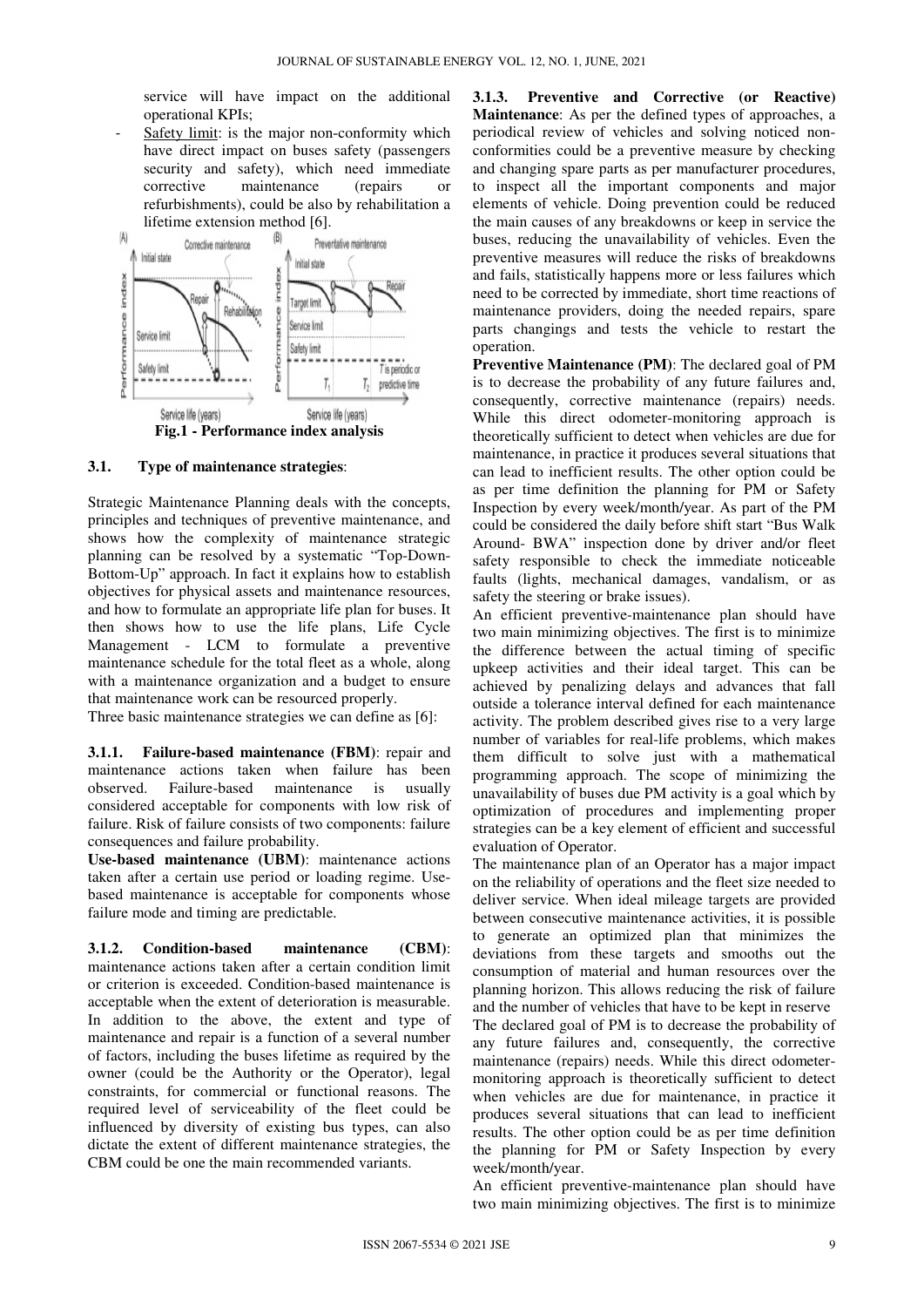service will have impact on the additional operational KPIs;

- Safety limit: is the major non-conformity which have direct impact on buses safety (passengers security and safety), which need immediate corrective maintenance (repairs or refurbishments), could be also by rehabilitation a lifetime extension method [6].

**Fig.1 - Performance index analysis**

### 3.1. Type of maintenance strategies:

Strategic Maintenance Planning deals with the concepts, principles and techniques of preventive maintenance, and shows how the complexity of maintenance strategic planning can be resolved by a systematic "Top-Down-Bottom-Up" approach. In fact it explains how to establish objectives for physical assets and maintenance resources, and how to formulate an appropriate life plan for buses. It then shows how to use the life plans, Life Cycle Management - LCM to formulate a preventive maintenance schedule for the total fleet as a whole, along with a maintenance organization and a budget to ensure that maintenance work can be resourced properly.

Three basic maintenance strategies we can define as [6]:

**3.1.1. Failure-based maintenance (FBM)**: repair and maintenance actions taken when failure has been observed. Failure-based maintenance is usually considered acceptable for components with low risk of failure. Risk of failure consists of two components: failure consequences and failure probability.

**Use-based maintenance (UBM)**: maintenance actions taken after a certain use period or loading regime. Use-based maintenance is acceptable for components whose failure mode and timing are predictable.

**3.1.2. Condition-based maintenance (CBM)**: maintenance actions taken after a certain condition limit or criterion is exceeded. Condition-based maintenance is acceptable when the extent of deterioration is measurable. In addition to the above, the extent and type of maintenance and repair is a function of a several number of factors, including the buses lifetime as required by the owner (could be the Authority or the Operator), legal constraints, for commercial or functional reasons. The required level of serviceability of the fleet could be influenced by diversity of existing bus types, can also dictate the extent of different maintenance strategies, the CBM could be one the main recommended variants.

**3.1.3. Preventive and Corrective (or Reactive) Maintenance**: As per the defined types of approaches, a periodical review of vehicles and solving noticed non-conformities could be a preventive measure by checking and changing spare parts as per manufacturer procedures, to inspect all the important components and major elements of vehicle. Doing prevention could be reduced the main causes of any breakdowns or keep in service the buses, reducing the unavailability of vehicles. Even the preventive measures will reduce the risks of breakdowns and fails, statistically happens more or less failures which need to be corrected by immediate, short time reactions of maintenance providers, doing the needed repairs, spare parts changings and tests the vehicle to restart the operation.

**Preventive Maintenance (PM)**: The declared goal of PM is to decrease the probability of any future failures and, consequently, corrective maintenance (repairs) needs. While this direct odometer-monitoring approach is theoretically sufficient to detect when vehicles are due for maintenance, in practice it produces several situations that can lead to inefficient results. The other option could be as per time definition the planning for PM or Safety Inspection by every week/month/year. As part of the PM could be considered the daily before shift start "Bus Walk Around- BWA" inspection done by driver and/or fleet safety responsible to check the immediate noticeable faults (lights, mechanical damages, vandalism, or as safety the steering or brake issues).

An efficient preventive-maintenance plan should have two main minimizing objectives. The first is to minimize the difference between the actual timing of specific upkeep activities and their ideal target. This can be achieved by penalizing delays and advances that fall outside a tolerance interval defined for each maintenance activity. The problem described gives rise to a very large number of variables for real-life problems, which makes them difficult to solve just with a mathematical programming approach. The scope of minimizing the unavailability of buses due PM activity is a goal which by optimization of procedures and implementing proper strategies can be a key element of efficient and successful evaluation of Operator.

The maintenance plan of an Operator has a major impact on the reliability of operations and the fleet size needed to deliver service. When ideal mileage targets are provided between consecutive maintenance activities, it is possible to generate an optimized plan that minimizes the deviations from these targets and smooths out the consumption of material and human resources over the planning horizon. This allows reducing the risk of failure and the number of vehicles that have to be kept in reserve

The declared goal of PM is to decrease the probability of any future failures and, consequently, the corrective maintenance (repairs) needs. While this direct odometer-monitoring approach is theoretically sufficient to detect when vehicles are due for maintenance, in practice it produces several situations that can lead to inefficient results. The other option could be as per time definition the planning for PM or Safety Inspection by every week/month/year.

An efficient preventive-maintenance plan should have two main minimizing objectives. The first is to minimize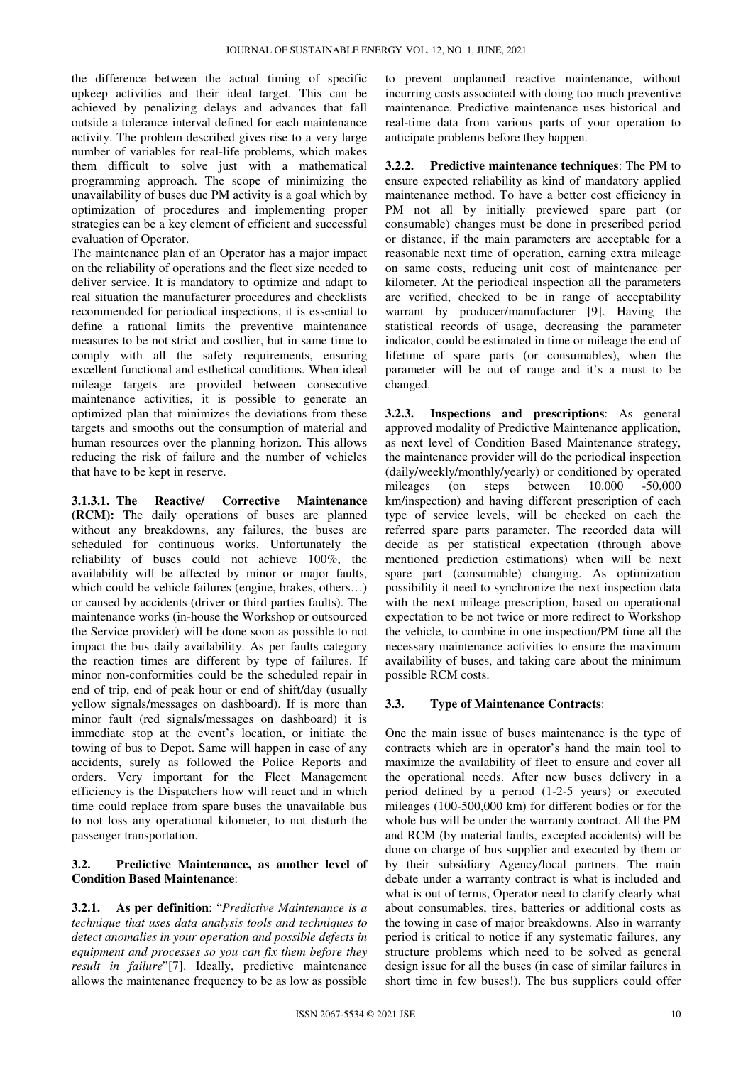the difference between the actual timing of specific upkeep activities and their ideal target. This can be achieved by penalizing delays and advances that fall outside a tolerance interval defined for each maintenance activity. The problem described gives rise to a very large number of variables for real-life problems, which makes them difficult to solve just with a mathematical programming approach. The scope of minimizing the unavailability of buses due PM activity is a goal which by optimization of procedures and implementing proper strategies can be a key element of efficient and successful evaluation of Operator.

The maintenance plan of an Operator has a major impact on the reliability of operations and the fleet size needed to deliver service. It is mandatory to optimize and adapt to real situation the manufacturer procedures and checklists recommended for periodical inspections, it is essential to define a rational limits the preventive maintenance measures to be not strict and costlier, but in same time to comply with all the safety requirements, ensuring excellent functional and esthetical conditions. When ideal mileage targets are provided between consecutive maintenance activities, it is possible to generate an optimized plan that minimizes the deviations from these targets and smooths out the consumption of material and human resources over the planning horizon. This allows reducing the risk of failure and the number of vehicles that have to be kept in reserve.

**3.1.3.1. The Reactive/ Corrective Maintenance (RCM):** The daily operations of buses are planned without any breakdowns, any failures, the buses are scheduled for continuous works. Unfortunately the reliability of buses could not achieve 100%, the availability will be affected by minor or major faults, which could be vehicle failures (engine, brakes, others…) or caused by accidents (driver or third parties faults). The maintenance works (in-house the Workshop or outsourced the Service provider) will be done soon as possible to not impact the bus daily availability. As per faults category the reaction times are different by type of failures. If minor non-conformities could be the scheduled repair in end of trip, end of peak hour or end of shift/day (usually yellow signals/messages on dashboard). If is more than minor fault (red signals/messages on dashboard) it is immediate stop at the event's location, or initiate the towing of bus to Depot. Same will happen in case of any accidents, surely as followed the Police Reports and orders. Very important for the Fleet Management efficiency is the Dispatchers how will react and in which time could replace from spare buses the unavailable bus to not loss any operational kilometer, to not disturb the passenger transportation.

### 3.2. Predictive Maintenance, as another level of Condition Based Maintenance:

**3.2.1. As per definition**: "*Predictive Maintenance is a technique that uses data analysis tools and techniques to detect anomalies in your operation and possible defects in equipment and processes so you can fix them before they result in failure*"[7]. Ideally, predictive maintenance allows the maintenance frequency to be as low as possible to prevent unplanned reactive maintenance, without incurring costs associated with doing too much preventive maintenance. Predictive maintenance uses historical and real-time data from various parts of your operation to anticipate problems before they happen.

**3.2.2. Predictive maintenance techniques**: The PM to ensure expected reliability as kind of mandatory applied maintenance method. To have a better cost efficiency in PM not all by initially previewed spare part (or consumable) changes must be done in prescribed period or distance, if the main parameters are acceptable for a reasonable next time of operation, earning extra mileage on same costs, reducing unit cost of maintenance per kilometer. At the periodical inspection all the parameters are verified, checked to be in range of acceptability warrant by producer/manufacturer [9]. Having the statistical records of usage, decreasing the parameter indicator, could be estimated in time or mileage the end of lifetime of spare parts (or consumables), when the parameter will be out of range and it's a must to be changed.

**3.2.3. Inspections and prescriptions**: As general approved modality of Predictive Maintenance application, as next level of Condition Based Maintenance strategy, the maintenance provider will do the periodical inspection (daily/weekly/monthly/yearly) or conditioned by operated mileages (on steps between 10.000 -50,000 km/inspection) and having different prescription of each type of service levels, will be checked on each the referred spare parts parameter. The recorded data will decide as per statistical expectation (through above mentioned prediction estimations) when will be next spare part (consumable) changing. As optimization possibility it need to synchronize the next inspection data with the next mileage prescription, based on operational expectation to be not twice or more redirect to Workshop the vehicle, to combine in one inspection/PM time all the necessary maintenance activities to ensure the maximum availability of buses, and taking care about the minimum possible RCM costs.

### 3.3. Type of Maintenance Contracts:

One the main issue of buses maintenance is the type of contracts which are in operator's hand the main tool to maximize the availability of fleet to ensure and cover all the operational needs. After new buses delivery in a period defined by a period (1-2-5 years) or executed mileages (100-500,000 km) for different bodies or for the whole bus will be under the warranty contract. All the PM and RCM (by material faults, excepted accidents) will be done on charge of bus supplier and executed by them or by their subsidiary Agency/local partners. The main debate under a warranty contract is what is included and what is out of terms, Operator need to clarify clearly what about consumables, tires, batteries or additional costs as the towing in case of major breakdowns. Also in warranty period is critical to notice if any systematic failures, any structure problems which need to be solved as general design issue for all the buses (in case of similar failures in short time in few buses!). The bus suppliers could offer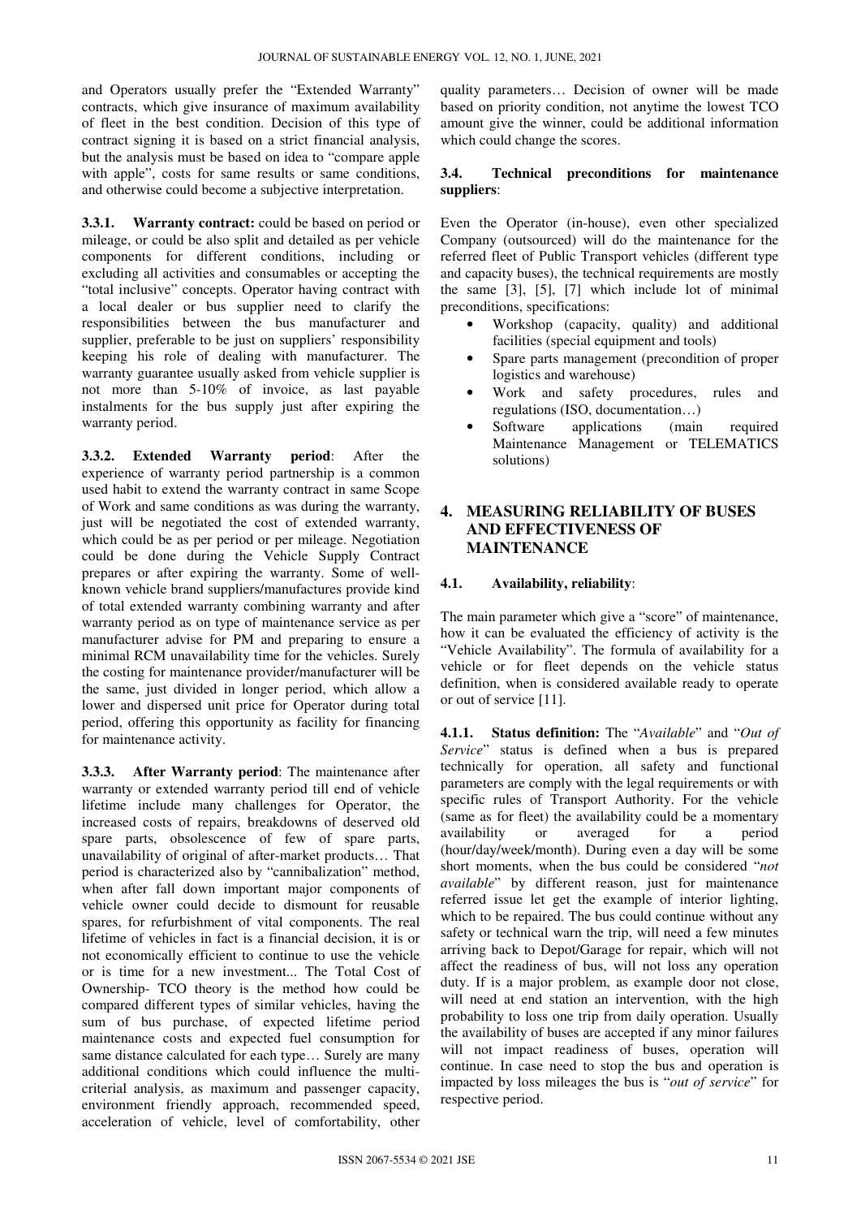and Operators usually prefer the "Extended Warranty" contracts, which give insurance of maximum availability of fleet in the best condition. Decision of this type of contract signing it is based on a strict financial analysis, but the analysis must be based on idea to "compare apple with apple", costs for same results or same conditions, and otherwise could become a subjective interpretation.

**3.3.1. Warranty contract:** could be based on period or mileage, or could be also split and detailed as per vehicle components for different conditions, including or excluding all activities and consumables or accepting the "total inclusive" concepts. Operator having contract with a local dealer or bus supplier need to clarify the responsibilities between the bus manufacturer and supplier, preferable to be just on suppliers' responsibility keeping his role of dealing with manufacturer. The warranty guarantee usually asked from vehicle supplier is not more than 5-10% of invoice, as last payable instalments for the bus supply just after expiring the warranty period.

**3.3.2. Extended Warranty period**: After the experience of warranty period partnership is a common used habit to extend the warranty contract in same Scope of Work and same conditions as was during the warranty, just will be negotiated the cost of extended warranty, which could be as per period or per mileage. Negotiation could be done during the Vehicle Supply Contract prepares or after expiring the warranty. Some of well-known vehicle brand suppliers/manufactures provide kind of total extended warranty combining warranty and after warranty period as on type of maintenance service as per manufacturer advise for PM and preparing to ensure a minimal RCM unavailability time for the vehicles. Surely the costing for maintenance provider/manufacturer will be the same, just divided in longer period, which allow a lower and dispersed unit price for Operator during total period, offering this opportunity as facility for financing for maintenance activity.

**3.3.3. After Warranty period**: The maintenance after warranty or extended warranty period till end of vehicle lifetime include many challenges for Operator, the increased costs of repairs, breakdowns of deserved old spare parts, obsolescence of few of spare parts, unavailability of original of after-market products… That period is characterized also by "cannibalization" method, when after fall down important major components of vehicle owner could decide to dismount for reusable spares, for refurbishment of vital components. The real lifetime of vehicles in fact is a financial decision, it is or not economically efficient to continue to use the vehicle or is time for a new investment... The Total Cost of Ownership- TCO theory is the method how could be compared different types of similar vehicles, having the sum of bus purchase, of expected lifetime period maintenance costs and expected fuel consumption for same distance calculated for each type… Surely are many additional conditions which could influence the multi-criterial analysis, as maximum and passenger capacity, environment friendly approach, recommended speed, acceleration of vehicle, level of comfortability, other quality parameters… Decision of owner will be made based on priority condition, not anytime the lowest TCO amount give the winner, could be additional information which could change the scores.

### 3.4. Technical preconditions for maintenance suppliers:

Even the Operator (in-house), even other specialized Company (outsourced) will do the maintenance for the referred fleet of Public Transport vehicles (different type and capacity buses), the technical requirements are mostly the same [3], [5], [7] which include lot of minimal preconditions, specifications:

- Workshop (capacity, quality) and additional facilities (special equipment and tools)
- Spare parts management (precondition of proper logistics and warehouse)
- Work and safety procedures, rules and regulations (ISO, documentation…)
- Software applications (main required Maintenance Management or TELEMATICS solutions)

## 4. MEASURING RELIABILITY OF BUSES AND EFFECTIVENESS OF MAINTENANCE

### 4.1. Availability, reliability:

The main parameter which give a "score" of maintenance, how it can be evaluated the efficiency of activity is the "Vehicle Availability". The formula of availability for a vehicle or for fleet depend on the vehicle status definition, when is considered available ready to operate or out of service [11].

**4.1.1. Status definition:** The "*Available*" and "*Out of Service*" status is defined when a bus is prepared technically for operation, all safety and functional parameters are comply with the legal requirements or with specific rules of Transport Authority. For the vehicle (same as for fleet) the availability could be a momentary availability or averaged for a period (hour/day/week/month). During even a day will be some short moments, when the bus could be considered "*not available*" by different reason, just for maintenance referred issue let get the example of interior lighting, which to be repaired. The bus could continue without any safety or technical warn the trip, will need a few minutes arriving back to Depot/Garage for repair, which will not affect the readiness of bus, will not loss any operation duty. If is a major problem, as example door not close, will need at end station an intervention, with the high probability to loss one trip from daily operation. Usually the availability of buses are accepted if any minor failures will not impact readiness of buses, operation will continue. In case need to stop the bus and operation is impacted by loss mileages the bus is "*out of service*" for respective period.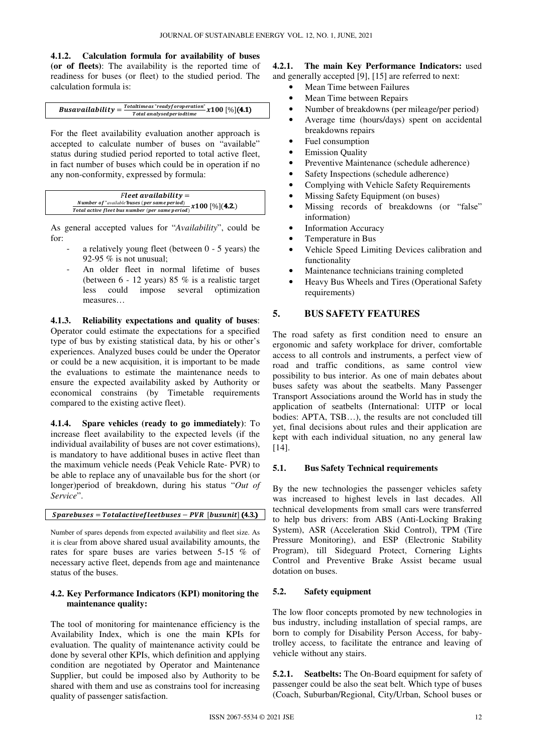**4.1.2. Calculation formula for availability of buses (or of fleets)**: The availability is the reported time of readiness for buses (or fleet) to the studied period. The calculation formula is:

$$Bus availability = \frac{Total time as\ \text{"ready for operation"}}{Total\ analysed\ period\ time} x100\ [\%] \quad \textbf{(4.1)}$$

For the fleet availability evaluation another approach is accepted to calculate number of buses on "available" status during studied period reported to total active fleet, in fact number of buses which could be in operation if no any non-conformity, expressed by formula:

$$Fleet\ availability = \frac{Number\ of\ \text{"available"}\ buses\ (per\ same\ period)}{Total\ active\ fleet\ bus\ number\ (per\ same\ period)} x100\ [\%] \quad \textbf{(4.2)}$$

As general accepted values for "*Availability*", could be for:

- a relatively young fleet (between 0 - 5 years) the 92-95 % is not unusual;
- An older fleet in normal lifetime of buses (between 6 - 12 years) 85 % is a realistic target less could impose several optimization measures…

**4.1.3. Reliability expectations and quality of buses**: Operator could estimate the expectations for a specified type of bus by existing statistical data, by his or other's experiences. Analyzed buses could be under the Operator or could be a new acquisition, it is important to be made the evaluations to estimate the maintenance needs to ensure the expected availability asked by Authority or economical constrains (by Timetable requirements compared to the existing active fleet).

**4.1.4. Spare vehicles (ready to go immediately)**: To increase fleet availability to the expected levels (if the individual availability of buses are not cover estimations), is mandatory to have additional buses in active fleet than the maximum vehicle needs (Peak Vehicle Rate- PVR) to be able to replace any of unavailable bus for the short (or longer)period of breakdown, during his status "*Out of Service*".

$$Spare buses = Total active fleet buses - PVR\ [bus unit] \quad \textbf{(4.3)}$$

Number of spares depends from expected availability and fleet size. As it is clear from above shared usual availability amounts, the rates for spare buses are varies between 5-15 % of necessary active fleet, depends from age and maintenance status of the buses.

### 4.2. Key Performance Indicators (KPI) monitoring the maintenance quality:

The tool of monitoring for maintenance efficiency is the Availability Index, which is one the main KPIs for evaluation. The quality of maintenance activity could be done by several other KPIs, which definition and applying condition are negotiated by Operator and Maintenance Supplier, but could be imposed also by Authority to be shared with them and use as constrains tool for increasing quality of passenger satisfaction.

**4.2.1. The main Key Performance Indicators:** used and generally accepted [9], [15] are referred to next:

- Mean Time between Failures
- Mean Time between Repairs
- Number of breakdowns (per mileage/per period)
- Average time (hours/days) spent on accidental breakdowns repairs
- Fuel consumption
- Emission Quality
- Preventive Maintenance (schedule adherence)
- Safety Inspections (schedule adherence)
- Complying with Vehicle Safety Requirements
- Missing Safety Equipment (on buses)
- Missing records of breakdowns (or "false" information)
- Information Accuracy
- Temperature in Bus
- Vehicle Speed Limiting Devices calibration and functionality
- Maintenance technicians training completed
- Heavy Bus Wheels and Tires (Operational Safety requirements)

## 5. BUS SAFETY FEATURES

The road safety as first condition need to ensure an ergonomic and safety workplace for driver, comfortable access to all controls and instruments, a perfect view of road and traffic conditions, as same control view possibility to bus interior. As one of main debates about buses safety was about the seatbelts. Many Passenger Transport Associations around the World has in study the application of seatbelts (International: UITP or local bodies: APTA, TSB…), the results are not concluded till yet, final decisions about rules and their application are kept with each individual situation, no any general law [14].

### 5.1. Bus Safety Technical requirements

By the new technologies the passenger vehicles safety was increased to highest levels in last decades. All technical developments from small cars were transferred to help bus drivers: from ABS (Anti-Locking Braking System), ASR (Acceleration Skid Control), TPM (Tire Pressure Monitoring), and ESP (Electronic Stability Program), till Sideguard Protect, Cornering Lights Control and Preventive Brake Assist became usual dotation on buses.

### 5.2. Safety equipment

The low floor concepts promoted by new technologies in bus industry, including installation of special ramps, are born to comply for Disability Person Access, for baby-trolley access, to facilitate the entrance and leaving of vehicle without any stairs.

**5.2.1. Seatbelts:** The On-Board equipment for safety of passenger could be also the seat belt. Which type of buses (Coach, Suburban/Regional, City/Urban, School buses or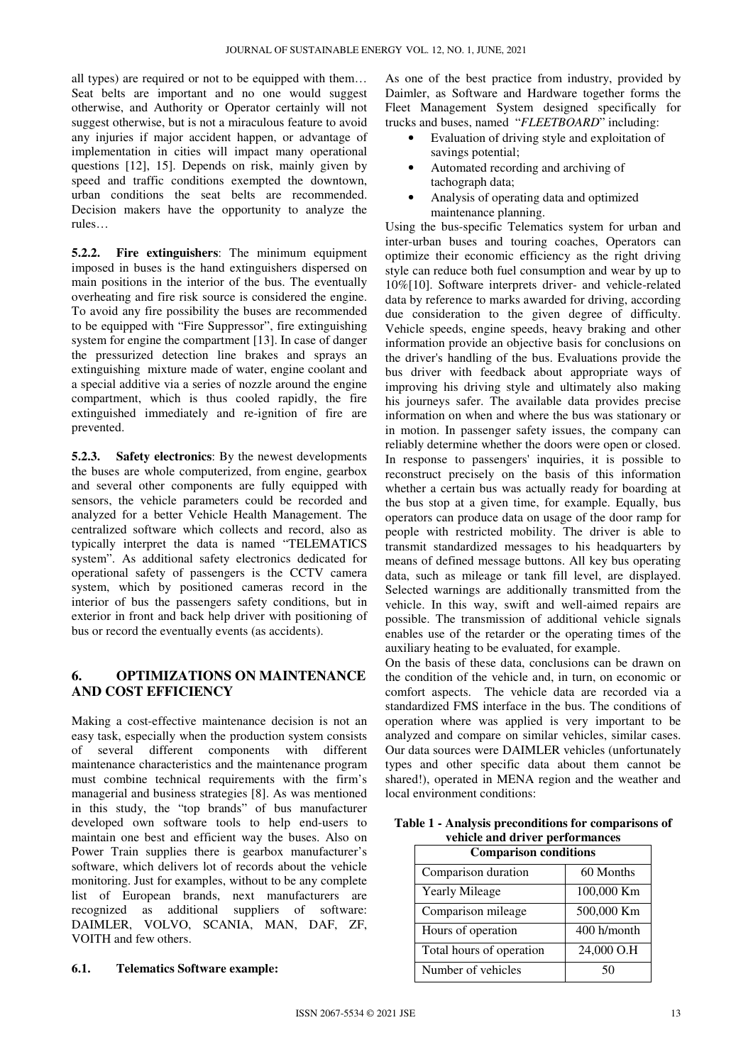all types) are required or not to be equipped with them… Seat belts are important and no one would suggest otherwise, and Authority or Operator certainly will not suggest otherwise, but is not a miraculous feature to avoid any injuries if major accident happen, or advantage of implementation in cities will impact many operational questions [12], 15]. Depends on risk, mainly given by speed and traffic conditions exempted the downtown, urban conditions the seat belts are recommended. Decision makers have the opportunity to analyze the rules…

**5.2.2. Fire extinguishers**: The minimum equipment imposed in buses is the hand extinguishers dispersed on main positions in the interior of the bus. The eventually overheating and fire risk source is considered the engine. To avoid any fire possibility the buses are recommended to be equipped with "Fire Suppressor", fire extinguishing system for engine the compartment [13]. In case of danger the pressurized detection line brakes and sprays an extinguishing mixture made of water, engine coolant and a special additive via a series of nozzle around the engine compartment, which is thus cooled rapidly, the fire extinguished immediately and re-ignition of fire are prevented.

**5.2.3. Safety electronics**: By the newest developments the buses are whole computerized, from engine, gearbox and several other components are fully equipped with sensors, the vehicle parameters could be recorded and analyzed for a better Vehicle Health Management. The centralized software which collects and record, also as typically interpret the data is named "TELEMATICS system". As additional safety electronics dedicated for operational safety of passengers is the CCTV camera system, which by positioned cameras record in the interior of bus the passengers safety conditions, but in exterior in front and back help driver with positioning of bus or record the eventually events (as accidents).

## 6. OPTIMIZATIONS ON MAINTENANCE AND COST EFFICIENCY

Making a cost-effective maintenance decision is not an easy task, especially when the production system consists of several different components with different maintenance characteristics and the maintenance program must combine technical requirements with the firm's managerial and business strategies [8]. As was mentioned in this study, the "top brands" of bus manufacturer developed own software tools to help end-users to maintain one best and efficient way the buses. Also on Power Train supplies there is gearbox manufacturer's software, which delivers lot of records about the vehicle monitoring. Just for examples, without to be any complete list of European brands, next manufacturers are recognized as additional suppliers of software: DAIMLER, VOLVO, SCANIA, MAN, DAF, ZF, VOITH and few others.

### 6.1. Telematics Software example:

As one of the best practice from industry, provided by Daimler, as Software and Hardware together forms the Fleet Management System designed specifically for trucks and buses, named "*FLEETBOARD*" including:

- Evaluation of driving style and exploitation of savings potential;
- Automated recording and archiving of tachograph data;
- Analysis of operating data and optimized maintenance planning.

Using the bus-specific Telematics system for urban and inter-urban buses and touring coaches, Operators can optimize their economic efficiency as the right driving style can reduce both fuel consumption and wear by up to 10%[10]. Software interprets driver- and vehicle-related data by reference to marks awarded for driving, according due consideration to the given degree of difficulty. Vehicle speeds, engine speeds, heavy braking and other information provide an objective basis for conclusions on the driver's handling of the bus. Evaluations provide the bus driver with feedback about appropriate ways of improving his driving style and ultimately also making his journeys safer. The available data provides precise information on when and where the bus was stationary or in motion. In passenger safety issues, the company can reliably determine whether the doors were open or closed. In response to passengers' inquiries, it is possible to reconstruct precisely on the basis of this information whether a certain bus was actually ready for boarding at the bus stop at a given time, for example. Equally, bus operators can produce data on usage of the door ramp for people with restricted mobility. The driver is able to transmit standardized messages to his headquarters by means of defined message buttons. All key bus operating data, such as mileage or tank fill level, are displayed. Selected warnings are additionally transmitted from the vehicle. In this way, swift and well-aimed repairs are possible. The transmission of additional vehicle signals enables use of the retarder or the operating times of the auxiliary heating to be evaluated, for example.

On the basis of these data, conclusions can be drawn on the condition of the vehicle and, in turn, on economic or comfort aspects. The vehicle data are recorded via a standardized FMS interface in the bus. The conditions of operation where was applied is very important to be analyzed and compare on similar vehicles, similar cases. Our data sources were DAIMLER vehicles (unfortunately types and other specific data about them cannot be shared!), operated in MENA region and the weather and local environment conditions:

**Table 1 - Analysis preconditions for comparisons of vehicle and driver performances**

| Comparison conditions | |
|---|---|
| Comparison duration | 60 Months |
| Yearly Mileage | 100,000 Km |
| Comparison mileage | 500,000 Km |
| Hours of operation | 400 h/month |
| Total hours of operation | 24,000 O.H |
| Number of vehicles | 50 |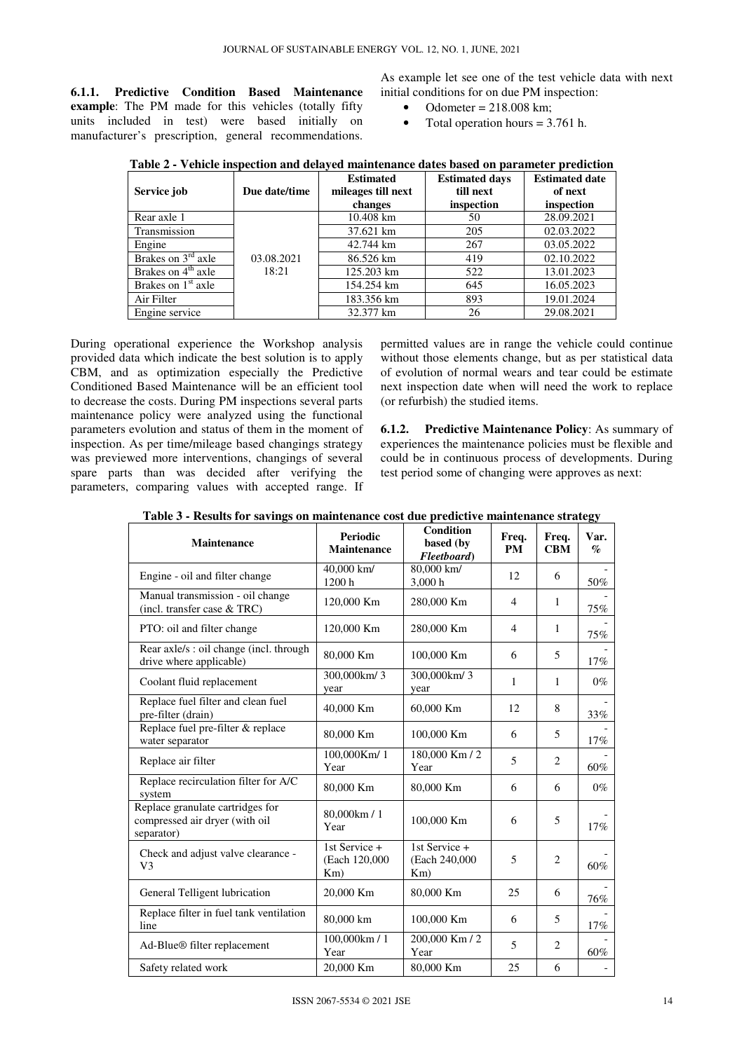**6.1.1. Predictive Condition Based Maintenance example**: The PM made for this vehicles (totally fifty units included in test) were based initially on manufacturer's prescription, general recommendations. As example let see one of the test vehicle data with next initial conditions for on due PM inspection:

- Odometer = 218.008 km;
- Total operation hours = 3.761 h.

**Table 2 - Vehicle inspection and delayed maintenance dates based on parameter prediction**

| Service job | Due date/time | Estimated mileages till next changes | Estimated days till next inspection | Estimated date of next inspection |
|---|---|---|---|---|
| Rear axle 1 | 03.08.2021 18:21 | 10.408 km | 50 | 28.09.2021 |
| Transmission | | 37.621 km | 205 | 02.03.2022 |
| Engine | | 42.744 km | 267 | 03.05.2022 |
| Brakes on 3rd axle | | 86.526 km | 419 | 02.10.2022 |
| Brakes on 4th axle | | 125.203 km | 522 | 13.01.2023 |
| Brakes on 1st axle | | 154.254 km | 645 | 16.05.2023 |
| Air Filter | | 183.356 km | 893 | 19.01.2024 |
| Engine service | | 32.377 km | 26 | 29.08.2021 |

During operational experience the Workshop analysis provided data which indicate the best solution is to apply CBM, and as optimization especially the Predictive Conditioned Based Maintenance will be an efficient tool to decrease the costs. During PM inspections several parts maintenance policy were analyzed using the functional parameters evolution and status of them in the moment of inspection. As per time/mileage based changings strategy was previewed more interventions, changings of several spare parts than was decided after verifying the parameters, comparing values with accepted range. If permitted values are in range the vehicle could continue without those elements change, but as per statistical data of evolution of normal wears and tear could be estimate next inspection date when will need the work to replace (or refurbish) the studied items.

**6.1.2. Predictive Maintenance Policy**: As summary of experiences the maintenance policies must be flexible and could be in continuous process of developments. During test period some of changing were approves as next:

**Table 3 - Results for savings on maintenance cost due predictive maintenance strategy**

| Maintenance | Periodic Maintenance | Condition based (by *Fleetboard*) | Freq. PM | Freq. CBM | Var. % |
|---|---|---|---|---|---|
| Engine - oil and filter change | 40,000 km/ 1200 h | 80,000 km/ 3,000 h | 12 | 6 | -50% |
| Manual transmission - oil change (incl. transfer case & TRC) | 120,000 Km | 280,000 Km | 4 | 1 | -75% |
| PTO: oil and filter change | 120,000 Km | 280,000 Km | 4 | 1 | -75% |
| Rear axle/s : oil change (incl. through drive where applicable) | 80,000 Km | 100,000 Km | 6 | 5 | -17% |
| Coolant fluid replacement | 300,000km/ 3 year | 300,000km/ 3 year | 1 | 1 | 0% |
| Replace fuel filter and clean fuel pre-filter (drain) | 40,000 Km | 60,000 Km | 12 | 8 | -33% |
| Replace fuel pre-filter & replace water separator | 80,000 Km | 100,000 Km | 6 | 5 | -17% |
| Replace air filter | 100,000Km/ 1 Year | 180,000 Km / 2 Year | 5 | 2 | -60% |
| Replace recirculation filter for A/C system | 80,000 Km | 80,000 Km | 6 | 6 | 0% |
| Replace granulate cartridges for compressed air dryer (with oil separator) | 80,000km / 1 Year | 100,000 Km | 6 | 5 | -17% |
| Check and adjust valve clearance - V3 | 1st Service + (Each 120,000 Km) | 1st Service + (Each 240,000 Km) | 5 | 2 | -60% |
| General Telligent lubrication | 20,000 Km | 80,000 Km | 25 | 6 | -76% |
| Replace filter in fuel tank ventilation line | 80,000 km | 100,000 Km | 6 | 5 | -17% |
| Ad-Blue® filter replacement | 100,000km / 1 Year | 200,000 Km / 2 Year | 5 | 2 | -60% |
| Safety related work | 20,000 Km | 80,000 Km | 25 | 6 | - |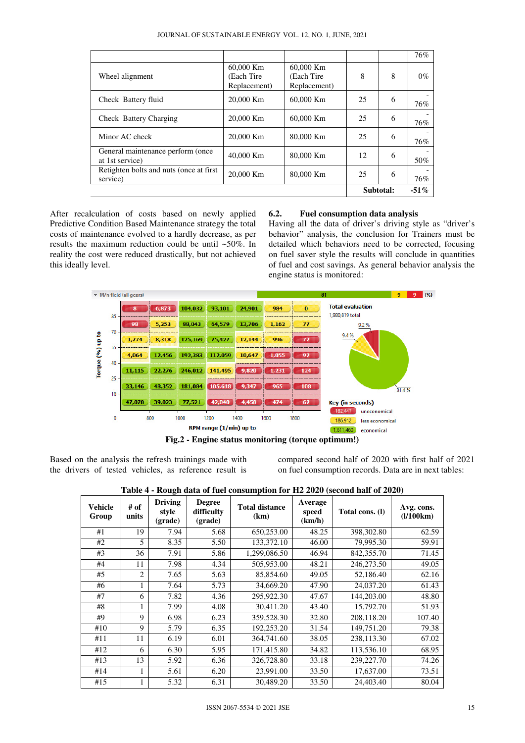|  |  |  |  |  | 76% |
|---|---|---|---|---|---|
| Wheel alignment | 60,000 Km (Each Tire Replacement) | 60,000 Km (Each Tire Replacement) | 8 | 8 | 0% |
| Check Battery fluid | 20,000 Km | 60,000 Km | 25 | 6 | -76% |
| Check Battery Charging | 20,000 Km | 60,000 Km | 25 | 6 | -76% |
| Minor AC check | 20,000 Km | 80,000 Km | 25 | 6 | -76% |
| General maintenance perform (once at 1st service) | 40,000 Km | 80,000 Km | 12 | 6 | -50% |
| Retighten bolts and nuts (once at first service) | 20,000 Km | 80,000 Km | 25 | 6 | -76% |
|  |  |  |  | **Subtotal:** | **-51%** |

After recalculation of costs based on newly applied Predictive Condition Based Maintenance strategy the total costs of maintenance evolved to a hardly decrease, as per results the maximum reduction could be until ~50%. In reality the cost were reduced drastically, but not achieved this ideally level.

### 6.2. Fuel consumption data analysis

Having all the data of driver's driving style as "driver's behavior" analysis, the conclusion for Trainers must be detailed which behaviors need to be corrected, focusing on fuel saver style the results will conclude in quantities of fuel and cost savings. As general behavior analysis the engine status is monitored:

**Fig.2 - Engine status monitoring (torque optimum!)**

Based on the analysis the refresh trainings made with the drivers of tested vehicles, as reference result is compared second half of 2020 with first half of 2021 on fuel consumption records. Data are in next tables:

**Table 4 - Rough data of fuel consumption for H2 2020 (second half of 2020)**

| Vehicle Group | # of units | Driving style (grade) | Degree difficulty (grade) | Total distance (km) | Average speed (km/h) | Total cons. (l) | Avg. cons. (l/100km) |
|---|---|---|---|---|---|---|---|
| #1 | 19 | 7.94 | 5.68 | 650,253.00 | 48.25 | 398,302.80 | 62.59 |
| #2 | 5 | 8.35 | 5.50 | 133,372.10 | 46.00 | 79,995.30 | 59.91 |
| #3 | 36 | 7.91 | 5.86 | 1,299,086.50 | 46.94 | 842,355.70 | 71.45 |
| #4 | 11 | 7.98 | 4.34 | 505,953.00 | 48.21 | 246,273.50 | 49.05 |
| #5 | 2 | 7.65 | 5.63 | 85,854.60 | 49.05 | 52,186.40 | 62.16 |
| #6 | 1 | 7.64 | 5.73 | 34,669.20 | 47.90 | 24,037.20 | 61.43 |
| #7 | 6 | 7.82 | 4.36 | 295,922.30 | 47.67 | 144,203.00 | 48.80 |
| #8 | 1 | 7.99 | 4.08 | 30,411.20 | 43.40 | 15,792.70 | 51.93 |
| #9 | 9 | 6.98 | 6.23 | 359,528.30 | 32.80 | 208,118.20 | 107.40 |
| #10 | 9 | 5.79 | 6.35 | 192,253.20 | 31.54 | 149,751.20 | 79.38 |
| #11 | 11 | 6.19 | 6.01 | 364,741.60 | 38.05 | 238,113.30 | 67.02 |
| #12 | 6 | 6.30 | 5.95 | 171,415.80 | 34.82 | 113,536.10 | 68.95 |
| #13 | 13 | 5.92 | 6.36 | 326,728.80 | 33.18 | 239,227.70 | 74.26 |
| #14 | 1 | 5.61 | 6.20 | 23,991.00 | 33.50 | 17,637.00 | 73.51 |
| #15 | 1 | 5.32 | 6.31 | 30,489.20 | 33.50 | 24,403.40 | 80.04 |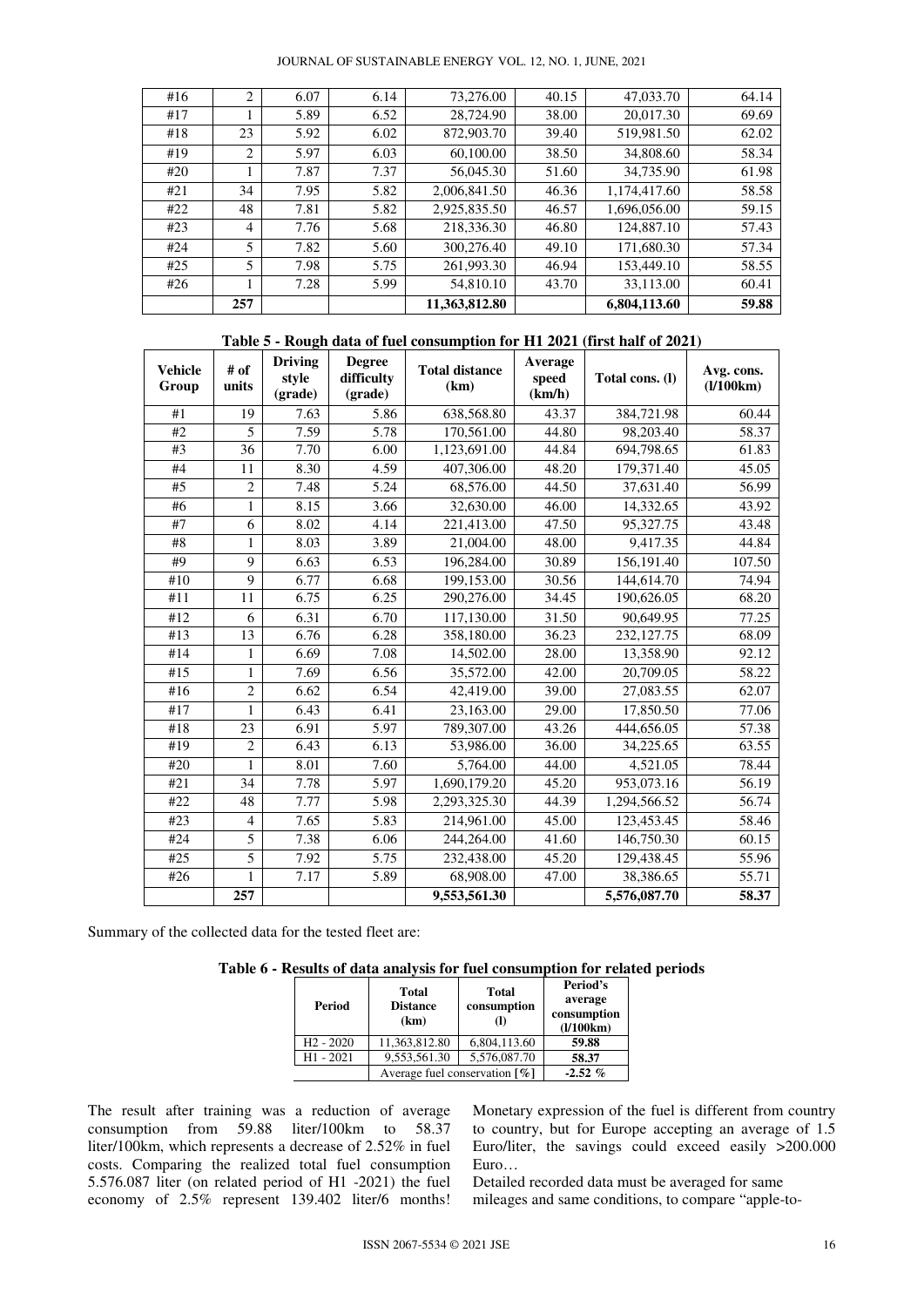| #16 | 2 | 6.07 | 6.14 | 73,276.00 | 40.15 | 47,033.70 | 64.14 |
|---|---|---|---|---|---|---|---|
| #17 | 1 | 5.89 | 6.52 | 28,724.90 | 38.00 | 20,017.30 | 69.69 |
| #18 | 23 | 5.92 | 6.02 | 872,903.70 | 39.40 | 519,981.50 | 62.02 |
| #19 | 2 | 5.97 | 6.03 | 60,100.00 | 38.50 | 34,808.60 | 58.34 |
| #20 | 1 | 7.87 | 7.37 | 56,045.30 | 51.60 | 34,735.90 | 61.98 |
| #21 | 34 | 7.95 | 5.82 | 2,006,841.50 | 46.36 | 1,174,417.60 | 58.58 |
| #22 | 48 | 7.81 | 5.82 | 2,925,835.50 | 46.57 | 1,696,056.00 | 59.15 |
| #23 | 4 | 7.76 | 5.68 | 218,336.30 | 46.80 | 124,887.10 | 57.43 |
| #24 | 5 | 7.82 | 5.60 | 300,276.40 | 49.10 | 171,680.30 | 57.34 |
| #25 | 5 | 7.98 | 5.75 | 261,993.30 | 46.94 | 153,449.10 | 58.55 |
| #26 | 1 | 7.28 | 5.99 | 54,810.10 | 43.70 | 33,113.00 | 60.41 |
| | **257** | | | **11,363,812.80** | | **6,804,113.60** | **59.88** |

**Table 5 - Rough data of fuel consumption for H1 2021 (first half of 2021)**

| Vehicle Group | # of units | Driving style (grade) | Degree difficulty (grade) | Total distance (km) | Average speed (km/h) | Total cons. (l) | Avg. cons. (l/100km) |
|---|---|---|---|---|---|---|---|
| #1 | 19 | 7.63 | 5.86 | 638,568.80 | 43.37 | 384,721.98 | 60.44 |
| #2 | 5 | 7.59 | 5.78 | 170,561.00 | 44.80 | 98,203.40 | 58.37 |
| #3 | 36 | 7.70 | 6.00 | 1,123,691.00 | 44.84 | 694,798.65 | 61.83 |
| #4 | 11 | 8.30 | 4.59 | 407,306.00 | 48.20 | 179,371.40 | 45.05 |
| #5 | 2 | 7.48 | 5.24 | 68,576.00 | 44.50 | 37,631.40 | 56.99 |
| #6 | 1 | 8.15 | 3.66 | 32,630.00 | 46.00 | 14,332.65 | 43.92 |
| #7 | 6 | 8.02 | 4.14 | 221,413.00 | 47.50 | 95,327.75 | 43.48 |
| #8 | 1 | 8.03 | 3.89 | 21,004.00 | 48.00 | 9,417.35 | 44.84 |
| #9 | 9 | 6.63 | 6.53 | 196,284.00 | 30.89 | 156,191.40 | 107.50 |
| #10 | 9 | 6.77 | 6.68 | 199,153.00 | 30.56 | 144,614.70 | 74.94 |
| #11 | 11 | 6.75 | 6.25 | 290,276.00 | 34.45 | 190,626.05 | 68.20 |
| #12 | 6 | 6.31 | 6.70 | 117,130.00 | 31.50 | 90,649.95 | 77.25 |
| #13 | 13 | 6.76 | 6.28 | 358,180.00 | 36.23 | 232,127.75 | 68.09 |
| #14 | 1 | 6.69 | 7.08 | 14,502.00 | 28.00 | 13,358.90 | 92.12 |
| #15 | 1 | 7.69 | 6.56 | 35,572.00 | 42.00 | 20,709.05 | 58.22 |
| #16 | 2 | 6.62 | 6.54 | 42,419.00 | 39.00 | 27,083.55 | 62.07 |
| #17 | 1 | 6.43 | 6.41 | 23,163.00 | 29.00 | 17,850.50 | 77.06 |
| #18 | 23 | 6.91 | 5.97 | 789,307.00 | 43.26 | 444,656.05 | 57.38 |
| #19 | 2 | 6.43 | 6.13 | 53,986.00 | 36.00 | 34,225.65 | 63.55 |
| #20 | 1 | 8.01 | 7.60 | 5,764.00 | 44.00 | 4,521.05 | 78.44 |
| #21 | 34 | 7.78 | 5.97 | 1,690,179.20 | 45.20 | 953,073.16 | 56.19 |
| #22 | 48 | 7.77 | 5.98 | 2,293,325.30 | 44.39 | 1,294,566.52 | 56.74 |
| #23 | 4 | 7.65 | 5.83 | 214,961.00 | 45.00 | 123,453.45 | 58.46 |
| #24 | 5 | 7.38 | 6.06 | 244,264.00 | 41.60 | 146,750.30 | 60.15 |
| #25 | 5 | 7.92 | 5.75 | 232,438.00 | 45.20 | 129,438.45 | 55.96 |
| #26 | 1 | 7.17 | 5.89 | 68,908.00 | 47.00 | 38,386.65 | 55.71 |
| | **257** | | | **9,553,561.30** | | **5,576,087.70** | **58.37** |

Summary of the collected data for the tested fleet are:

**Table 6 - Results of data analysis for fuel consumption for related periods**

| Period | Total Distance (km) | Total consumption (l) | Period's average consumption (l/100km) |
|---|---|---|---|
| H2 - 2020 | 11,363,812.80 | 6,804,113.60 | **59.88** |
| H1 - 2021 | 9,553,561.30 | 5,576,087.70 | **58.37** |
| | Average fuel conservation [%] | | **-2.52 %** |

The result after training was a reduction of average consumption from 59.88 liter/100km to 58.37 liter/100km, which represents a decrease of 2.52% in fuel costs. Comparing the realized total fuel consumption 5.576.087 liter (on related period of H1 -2021) the fuel economy of 2.5% represent 139.402 liter/6 months! Monetary expression of the fuel is different from country to country, but for Europe accepting an average of 1.5 Euro/liter, the savings could exceed easily >200.000 Euro…

Detailed recorded data must be averaged for same mileages and same conditions, to compare "apple-to-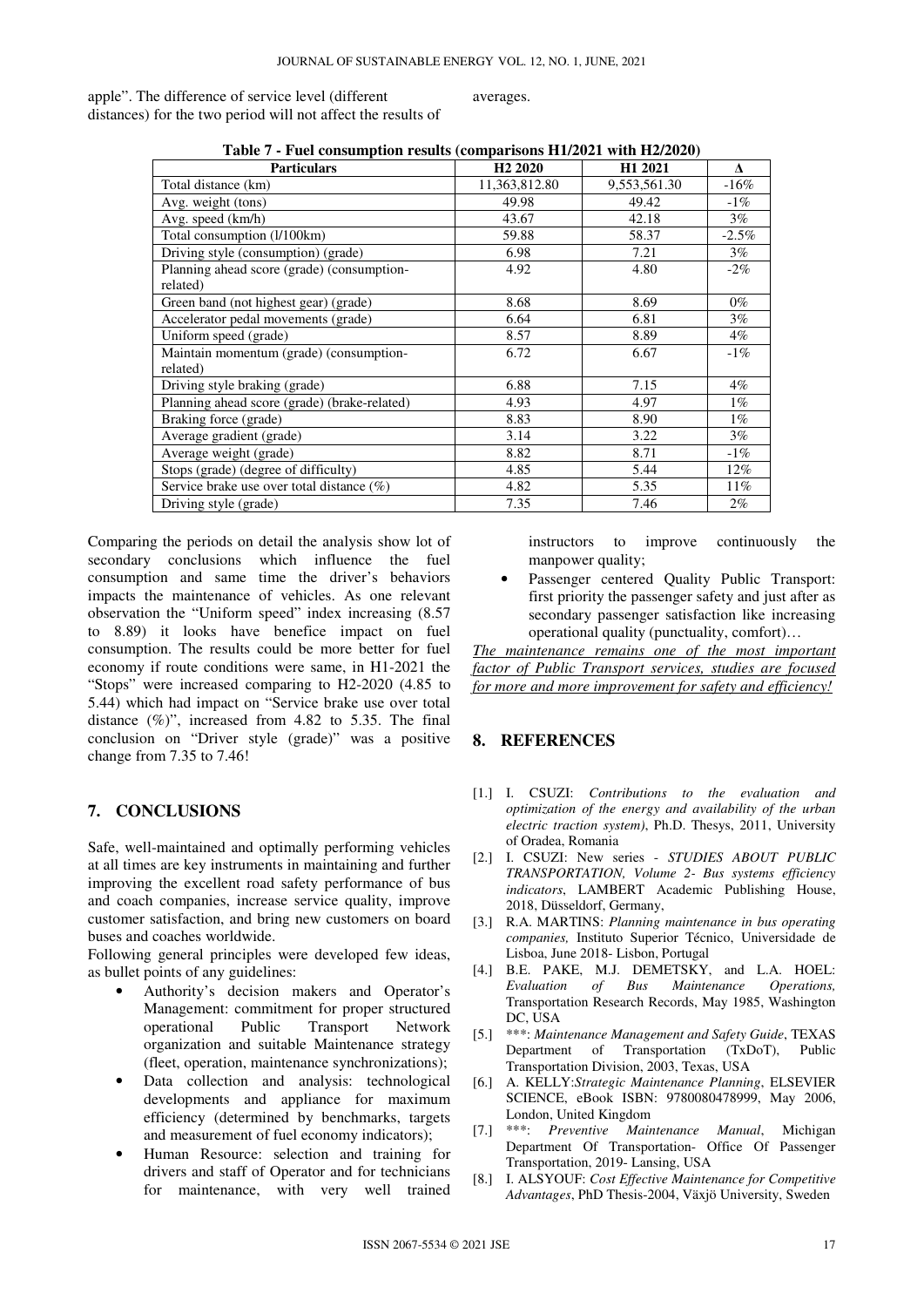apple". The difference of service level (different distances) for the two period will not affect the results of averages.

**Table 7 - Fuel consumption results (comparisons H1/2021 with H2/2020)**

| Particulars | H2 2020 | H1 2021 | Δ |
|---|---|---|---|
| Total distance (km) | 11,363,812.80 | 9,553,561.30 | -16% |
| Avg. weight (tons) | 49.98 | 49.42 | -1% |
| Avg. speed (km/h) | 43.67 | 42.18 | 3% |
| Total consumption (l/100km) | 59.88 | 58.37 | -2.5% |
| Driving style (consumption) (grade) | 6.98 | 7.21 | 3% |
| Planning ahead score (grade) (consumption-related) | 4.92 | 4.80 | -2% |
| Green band (not highest gear) (grade) | 8.68 | 8.69 | 0% |
| Accelerator pedal movements (grade) | 6.64 | 6.81 | 3% |
| Uniform speed (grade) | 8.57 | 8.89 | 4% |
| Maintain momentum (grade) (consumption-related) | 6.72 | 6.67 | -1% |
| Driving style braking (grade) | 6.88 | 7.15 | 4% |
| Planning ahead score (grade) (brake-related) | 4.93 | 4.97 | 1% |
| Braking force (grade) | 8.83 | 8.90 | 1% |
| Average gradient (grade) | 3.14 | 3.22 | 3% |
| Average weight (grade) | 8.82 | 8.71 | -1% |
| Stops (grade) (degree of difficulty) | 4.85 | 5.44 | 12% |
| Service brake use over total distance (%) | 4.82 | 5.35 | 11% |
| Driving style (grade) | 7.35 | 7.46 | 2% |

Comparing the periods on detail the analysis show lot of secondary conclusions which influence the fuel consumption and same time the driver's behaviors impacts the maintenance of vehicles. As one relevant observation the "Uniform speed" index increasing (8.57 to 8.89) it looks have benefice impact on fuel consumption. The results could be more better for fuel economy if route conditions were same, in H1-2021 the "Stops" were increased comparing to H2-2020 (4.85 to 5.44) which had impact on "Service brake use over total distance (%)", increased from 4.82 to 5.35. The final conclusion on "Driver style (grade)" was a positive change from 7.35 to 7.46!

## 7. CONCLUSIONS

Safe, well-maintained and optimally performing vehicles at all times are key instruments in maintaining and further improving the excellent road safety performance of bus and coach companies, increase service quality, improve customer satisfaction, and bring new customers on board buses and coaches worldwide.

Following general principles were developed few ideas, as bullet points of any guidelines:

- Authority's decision makers and Operator's Management: commitment for proper structured operational Public Transport Network organization and suitable Maintenance strategy (fleet, operation, maintenance synchronizations);
- Data collection and analysis: technological developments and appliance for maximum efficiency (determined by benchmarks, targets and measurement of fuel economy indicators);
- Human Resource: selection and training for drivers and staff of Operator and for technicians for maintenance, with very well trained instructors to improve continuously the manpower quality;
- Passenger centered Quality Public Transport: first priority the passenger safety and just after as secondary passenger satisfaction like increasing operational quality (punctuality, comfort)…

*The maintenance remains one of the most important factor of Public Transport services, studies are focused for more and more improvement for safety and efficiency!*

## 8. REFERENCES

[1.] I. CSUZI: *Contributions to the evaluation and optimization of the energy and availability of the urban electric traction system)*, Ph.D. Thesys, 2011, University of Oradea, Romania

[2.] I. CSUZI: New series - *STUDIES ABOUT PUBLIC TRANSPORTATION, Volume 2- Bus systems efficiency indicators*, LAMBERT Academic Publishing House, 2018, Düsseldorf, Germany,

[3.] R.A. MARTINS: *Planning maintenance in bus operating companies,* Instituto Superior Técnico, Universidade de Lisboa, June 2018- Lisbon, Portugal

[4.] B.E. PAKE, M.J. DEMETSKY, and L.A. HOEL: *Evaluation of Bus Maintenance Operations,* Transportation Research Records, May 1985, Washington DC, USA

[5.] ***: *Maintenance Management and Safety Guide*, TEXAS Department of Transportation (TxDoT), Public Transportation Division, 2003, Texas, USA

[6.] A. KELLY:*Strategic Maintenance Planning*, ELSEVIER SCIENCE, eBook ISBN: 9780080478999, May 2006, London, United Kingdom

[7.] ***: *Preventive Maintenance Manual*, Michigan Department Of Transportation- Office Of Passenger Transportation, 2019- Lansing, USA

[8.] I. ALSYOUF: *Cost Effective Maintenance for Competitive Advantages*, PhD Thesis-2004, Växjö University, Sweden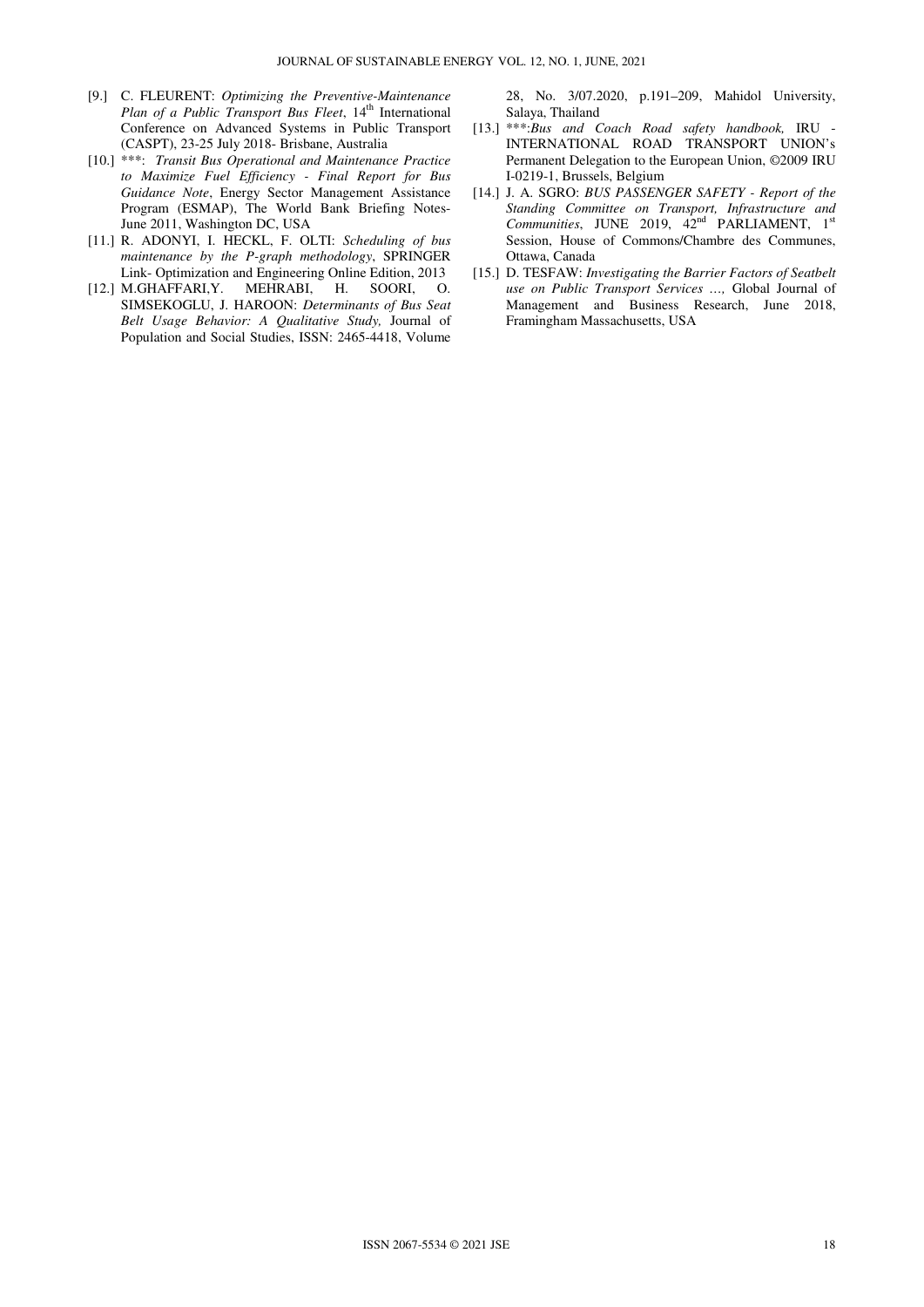[9.] C. FLEURENT: *Optimizing the Preventive-Maintenance Plan of a Public Transport Bus Fleet*, 14th International Conference on Advanced Systems in Public Transport (CASPT), 23-25 July 2018- Brisbane, Australia

[10.] ***: *Transit Bus Operational and Maintenance Practice to Maximize Fuel Efficiency - Final Report for Bus Guidance Note*, Energy Sector Management Assistance Program (ESMAP), The World Bank Briefing Notes- June 2011, Washington DC, USA

[11.] R. ADONYI, I. HECKL, F. OLTI: *Scheduling of bus maintenance by the P-graph methodology*, SPRINGER Link- Optimization and Engineering Online Edition, 2013

[12.] M.GHAFFARI,Y. MEHRABI, H. SOORI, O. SIMSEKOGLU, J. HAROON: *Determinants of Bus Seat Belt Usage Behavior: A Qualitative Study,* Journal of Population and Social Studies, ISSN: 2465-4418, Volume 28, No. 3/07.2020, p.191–209, Mahidol University, Salaya, Thailand

[13.] ***:*Bus and Coach Road safety handbook,* IRU - INTERNATIONAL ROAD TRANSPORT UNION's Permanent Delegation to the European Union, ©2009 IRU I-0219-1, Brussels, Belgium

[14.] J. A. SGRO: *BUS PASSENGER SAFETY - Report of the Standing Committee on Transport, Infrastructure and Communities*, JUNE 2019, 42nd PARLIAMENT, 1st Session, House of Commons/Chambre des Communes, Ottawa, Canada

[15.] D. TESFAW: *Investigating the Barrier Factors of Seatbelt use on Public Transport Services …,* Global Journal of Management and Business Research, June 2018, Framingham Massachusetts, USA